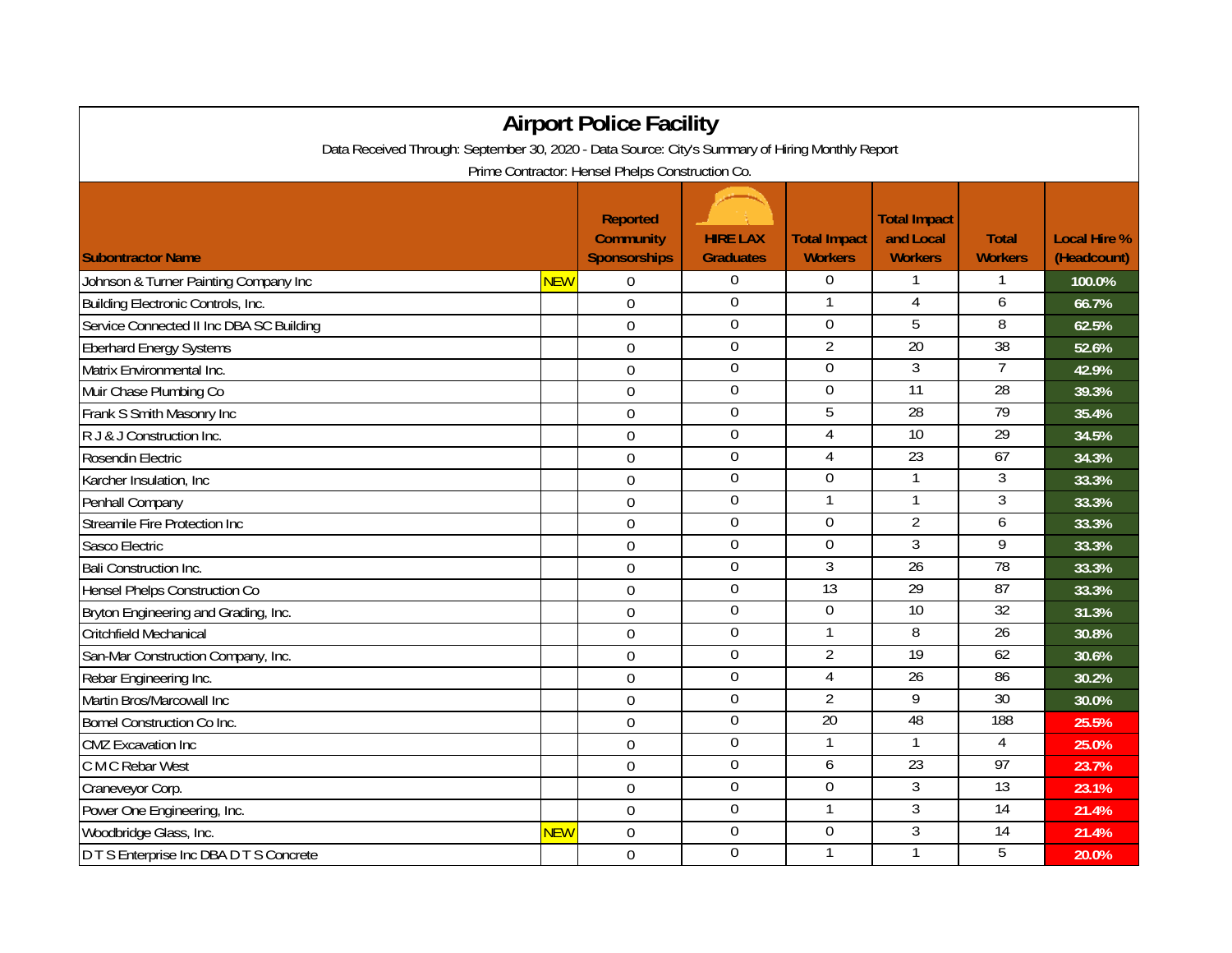# Airport Police Facility

Data Received Through: September 30, 2020 - Data Source: City's Summary of Hiring Monthly Report

Prime Contractor: Hensel Phelps Construction Co.

| Subontractor Name | | Reported Community Sponsorships | HIRE LAX Graduates | Total Impact Workers | Total Impact and Local Workers | Total Workers | Local Hire % (Headcount) |
|---|---|---|---|---|---|---|---|
| Johnson & Turner Painting Company Inc | NEW | 0 | 0 | 0 | 1 | 1 | 100.0% |
| Building Electronic Controls, Inc. | | 0 | 0 | 1 | 4 | 6 | 66.7% |
| Service Connected II Inc DBA SC Building | | 0 | 0 | 0 | 5 | 8 | 62.5% |
| Eberhard Energy Systems | | 0 | 0 | 2 | 20 | 38 | 52.6% |
| Matrix Environmental Inc. | | 0 | 0 | 0 | 3 | 7 | 42.9% |
| Muir Chase Plumbing Co | | 0 | 0 | 0 | 11 | 28 | 39.3% |
| Frank S Smith Masonry Inc | | 0 | 0 | 5 | 28 | 79 | 35.4% |
| R J & J Construction Inc. | | 0 | 0 | 4 | 10 | 29 | 34.5% |
| Rosendin Electric | | 0 | 0 | 4 | 23 | 67 | 34.3% |
| Karcher Insulation, Inc | | 0 | 0 | 0 | 1 | 3 | 33.3% |
| Penhall Company | | 0 | 0 | 1 | 1 | 3 | 33.3% |
| Streamile Fire Protection Inc | | 0 | 0 | 0 | 2 | 6 | 33.3% |
| Sasco Electric | | 0 | 0 | 0 | 3 | 9 | 33.3% |
| Bali Construction Inc. | | 0 | 0 | 3 | 26 | 78 | 33.3% |
| Hensel Phelps Construction Co | | 0 | 0 | 13 | 29 | 87 | 33.3% |
| Bryton Engineering and Grading, Inc. | | 0 | 0 | 0 | 10 | 32 | 31.3% |
| Critchfield Mechanical | | 0 | 0 | 1 | 8 | 26 | 30.8% |
| San-Mar Construction Company, Inc. | | 0 | 0 | 2 | 19 | 62 | 30.6% |
| Rebar Engineering Inc. | | 0 | 0 | 4 | 26 | 86 | 30.2% |
| Martin Bros/Marcowall Inc | | 0 | 0 | 2 | 9 | 30 | 30.0% |
| Bomel Construction Co Inc. | | 0 | 0 | 20 | 48 | 188 | 25.5% |
| CMZ Excavation Inc | | 0 | 0 | 1 | 1 | 4 | 25.0% |
| C M C Rebar West | | 0 | 0 | 6 | 23 | 97 | 23.7% |
| Craneveyor Corp. | | 0 | 0 | 0 | 3 | 13 | 23.1% |
| Power One Engineering, Inc. | | 0 | 0 | 1 | 3 | 14 | 21.4% |
| Woodbridge Glass, Inc. | NEW | 0 | 0 | 0 | 3 | 14 | 21.4% |
| D T S Enterprise Inc DBA D T S Concrete | | 0 | 0 | 1 | 1 | 5 | 20.0% |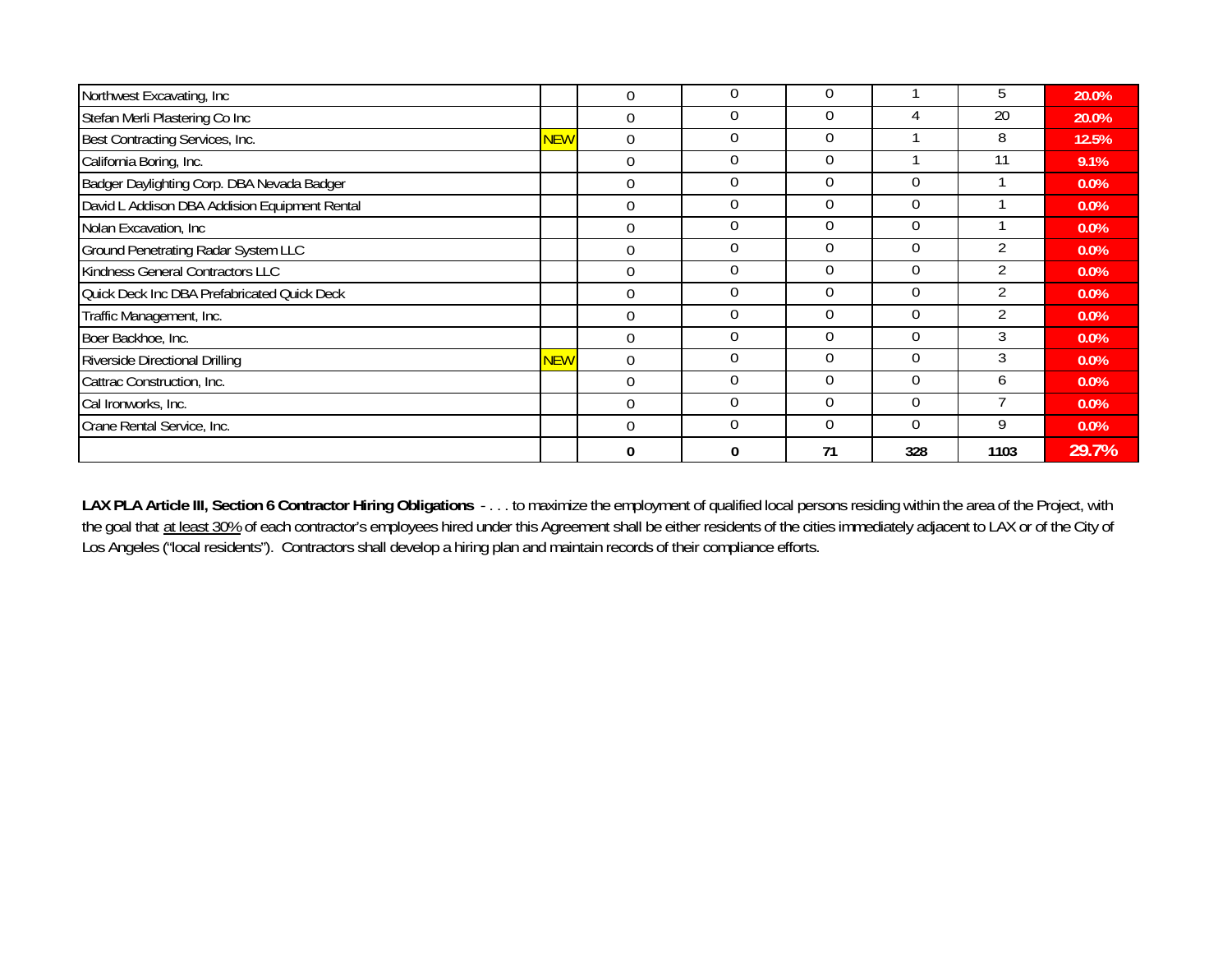| | | | | | | | |
|---|---|---|---|---|---|---|---|
| Northwest Excavating, Inc | | 0 | 0 | 0 | 1 | 5 | 20.0% |
| Stefan Merli Plastering Co Inc | | 0 | 0 | 0 | 4 | 20 | 20.0% |
| Best Contracting Services, Inc. | NEW | 0 | 0 | 0 | 1 | 8 | 12.5% |
| California Boring, Inc. | | 0 | 0 | 0 | 1 | 11 | 9.1% |
| Badger Daylighting Corp. DBA Nevada Badger | | 0 | 0 | 0 | 0 | 1 | 0.0% |
| David L Addison DBA Addision Equipment Rental | | 0 | 0 | 0 | 0 | 1 | 0.0% |
| Nolan Excavation, Inc | | 0 | 0 | 0 | 0 | 1 | 0.0% |
| Ground Penetrating Radar System LLC | | 0 | 0 | 0 | 0 | 2 | 0.0% |
| Kindness General Contractors LLC | | 0 | 0 | 0 | 0 | 2 | 0.0% |
| Quick Deck Inc DBA Prefabricated Quick Deck | | 0 | 0 | 0 | 0 | 2 | 0.0% |
| Traffic Management, Inc. | | 0 | 0 | 0 | 0 | 2 | 0.0% |
| Boer Backhoe, Inc. | | 0 | 0 | 0 | 0 | 3 | 0.0% |
| Riverside Directional Drilling | NEW | 0 | 0 | 0 | 0 | 3 | 0.0% |
| Cattrac Construction, Inc. | | 0 | 0 | 0 | 0 | 6 | 0.0% |
| Cal Ironworks, Inc. | | 0 | 0 | 0 | 0 | 7 | 0.0% |
| Crane Rental Service, Inc. | | 0 | 0 | 0 | 0 | 9 | 0.0% |
| | | **0** | **0** | **71** | **328** | **1103** | **29.7%** |

**LAX PLA Article III, Section 6 Contractor Hiring Obligations** - . . . to maximize the employment of qualified local persons residing within the area of the Project, with the goal that at least 30% of each contractor's employees hired under this Agreement shall be either residents of the cities immediately adjacent to LAX or of the City of Los Angeles ("local residents"). Contractors shall develop a hiring plan and maintain records of their compliance efforts.